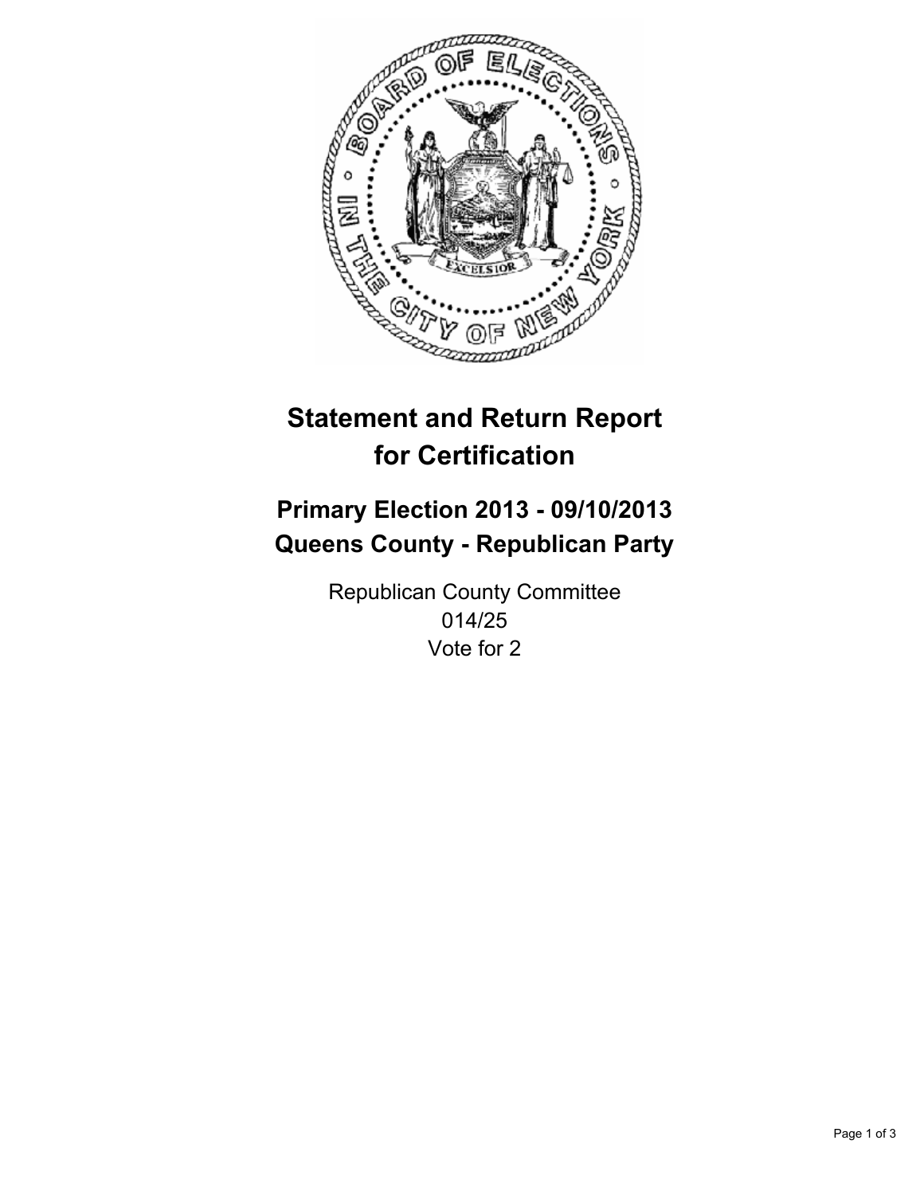# Statement and Return Report for Certification

## Primary Election 2013 - 09/10/2013
## Queens County - Republican Party

Republican County Committee
014/25
Vote for 2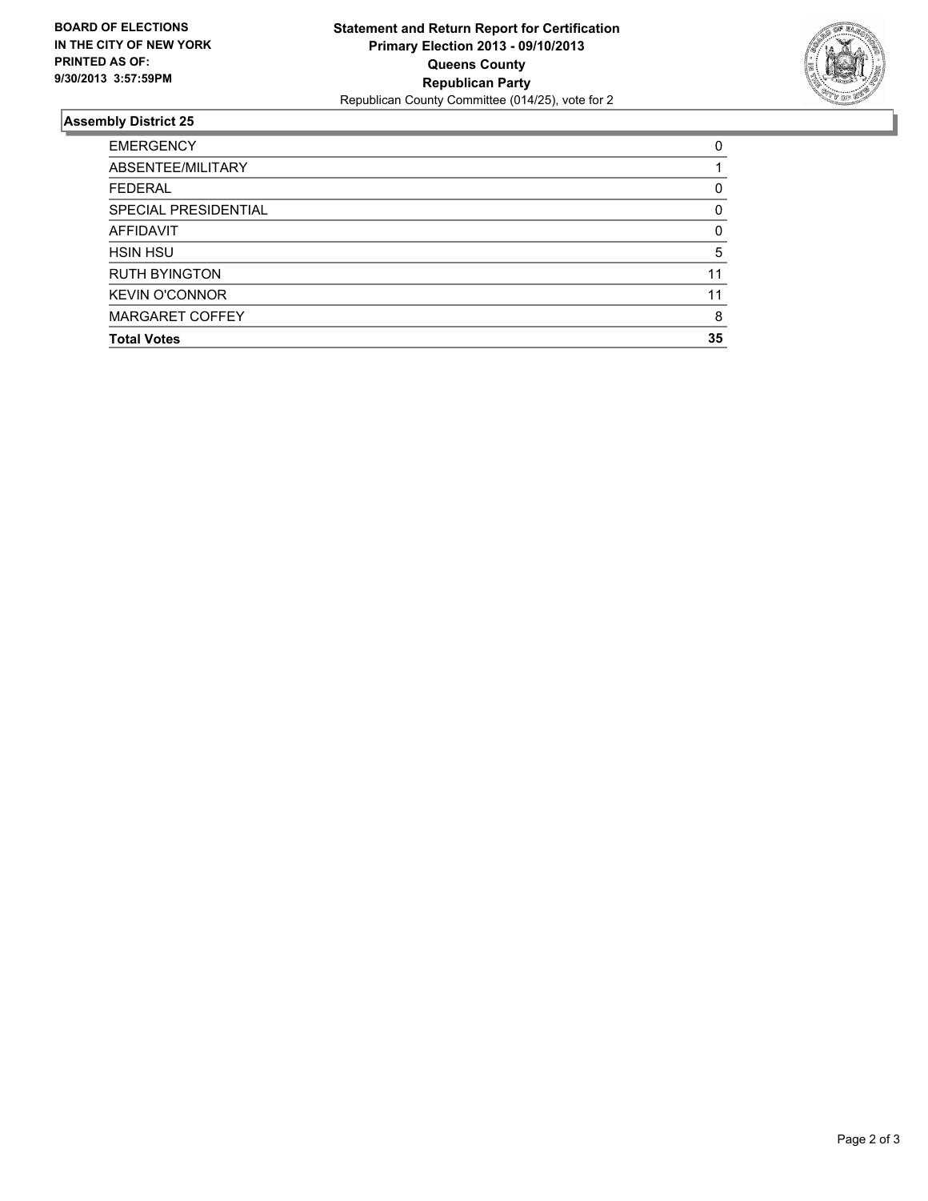**BOARD OF ELECTIONS IN THE CITY OF NEW YORK PRINTED AS OF: 9/30/2013 3:57:59PM**

**Statement and Return Report for Certification**
**Primary Election 2013 - 09/10/2013**
**Queens County**
**Republican Party**
Republican County Committee (014/25), vote for 2

## Assembly District 25

| | |
|---|---|
| EMERGENCY | 0 |
| ABSENTEE/MILITARY | 1 |
| FEDERAL | 0 |
| SPECIAL PRESIDENTIAL | 0 |
| AFFIDAVIT | 0 |
| HSIN HSU | 5 |
| RUTH BYINGTON | 11 |
| KEVIN O'CONNOR | 11 |
| MARGARET COFFEY | 8 |
| **Total Votes** | **35** |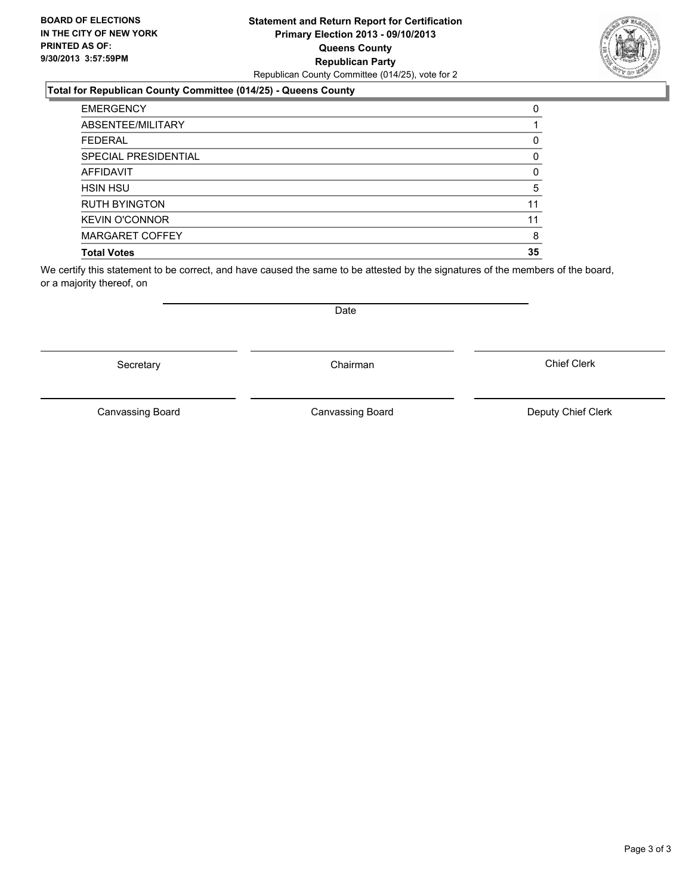**BOARD OF ELECTIONS IN THE CITY OF NEW YORK PRINTED AS OF: 9/30/2013 3:57:59PM**

**Statement and Return Report for Certification**
**Primary Election 2013 - 09/10/2013**
**Queens County**
**Republican Party**
Republican County Committee (014/25), vote for 2

**Total for Republican County Committee (014/25) - Queens County**

| | |
|---|---|
| EMERGENCY | 0 |
| ABSENTEE/MILITARY | 1 |
| FEDERAL | 0 |
| SPECIAL PRESIDENTIAL | 0 |
| AFFIDAVIT | 0 |
| HSIN HSU | 5 |
| RUTH BYINGTON | 11 |
| KEVIN O'CONNOR | 11 |
| MARGARET COFFEY | 8 |
| **Total Votes** | **35** |

We certify this statement to be correct, and have caused the same to be attested by the signatures of the members of the board, or a majority thereof, on

Date

Secretary

Chairman

Chief Clerk

Canvassing Board

Canvassing Board

Deputy Chief Clerk